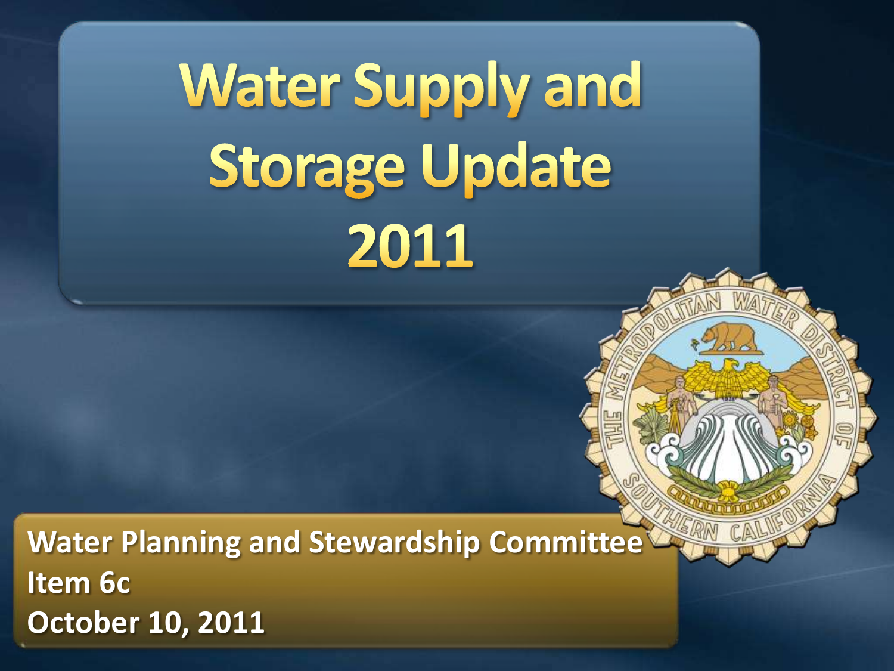# Water Supply and Storage Update 2011

**Water Planning and Stewardship Committee**
**Item 6c**
**October 10, 2011**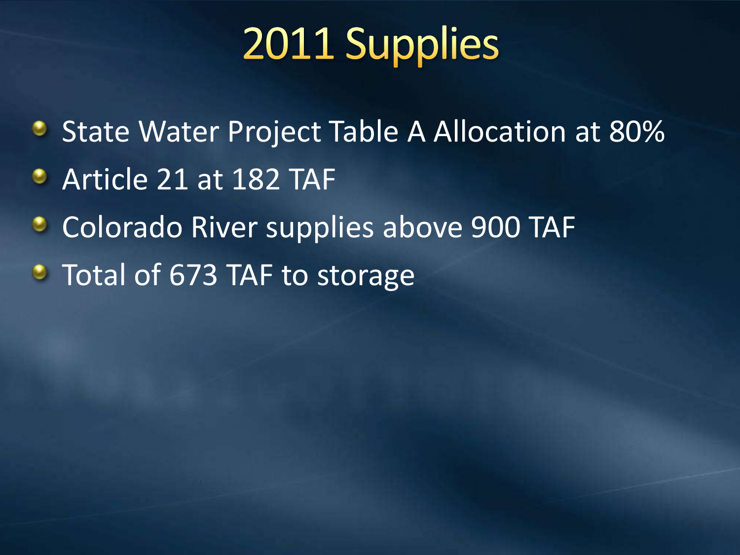# 2011 Supplies

- State Water Project Table A Allocation at 80%
- Article 21 at 182 TAF
- Colorado River supplies above 900 TAF
- Total of 673 TAF to storage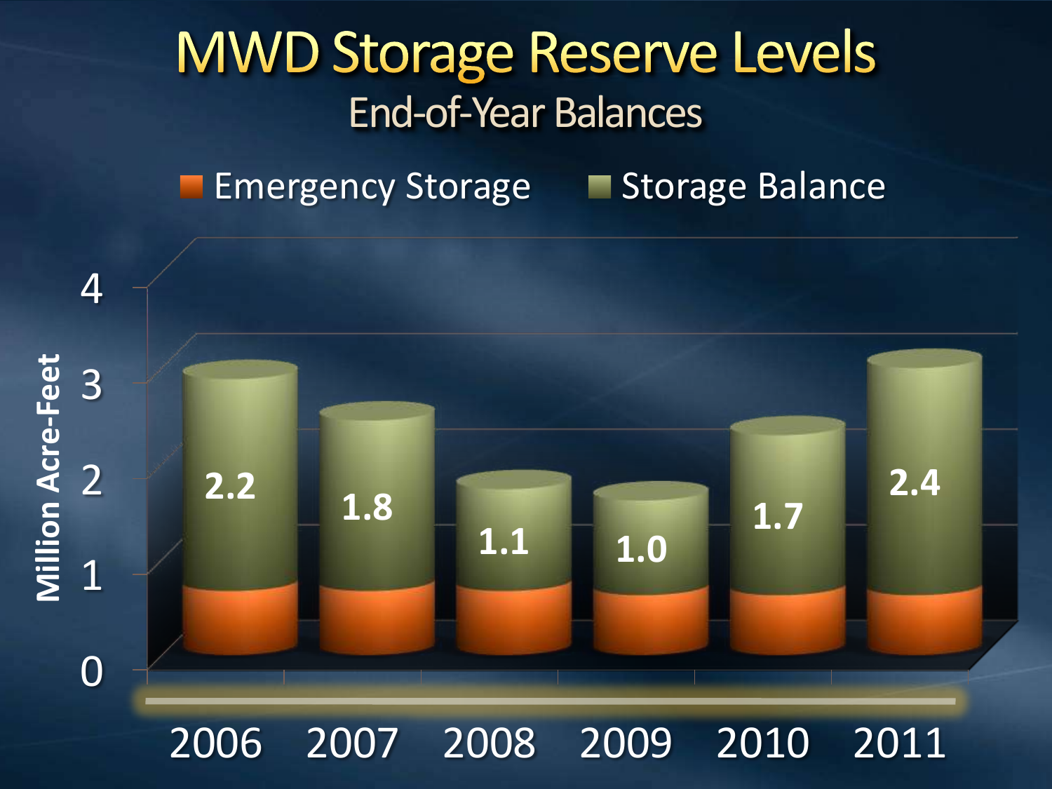# MWD Storage Reserve Levels

## End-of-Year Balances

Legend: Emergency Storage | Storage Balance

| Year | Storage Balance (Million Acre-Feet) |
| --- | --- |
| 2006 | 2.2 |
| 2007 | 1.8 |
| 2008 | 1.1 |
| 2009 | 1.0 |
| 2010 | 1.7 |
| 2011 | 2.4 |

Y-axis: Million Acre-Feet (0–4)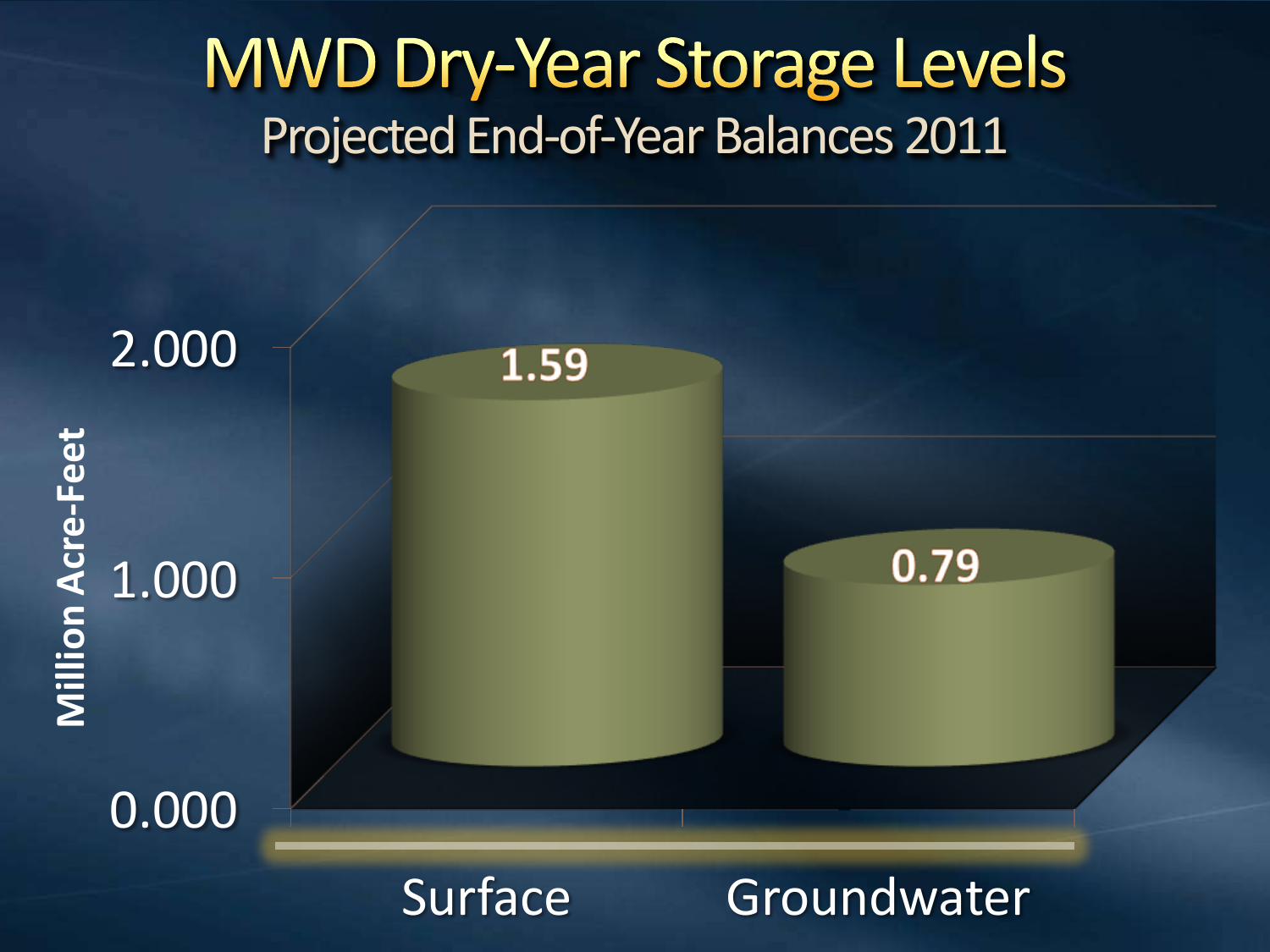# MWD Dry-Year Storage Levels

## Projected End-of-Year Balances 2011

| | Million Acre-Feet |
|---|---|
| Surface | 1.59 |
| Groundwater | 0.79 |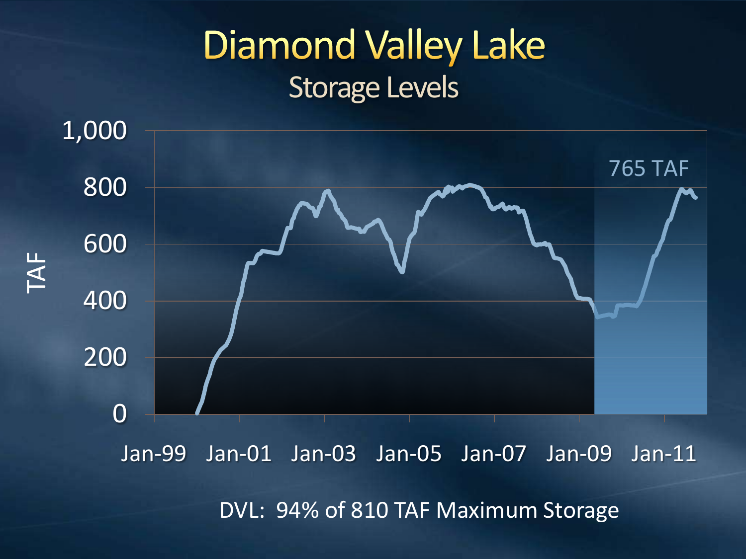# Diamond Valley Lake

## Storage Levels

765 TAF

DVL: 94% of 810 TAF Maximum Storage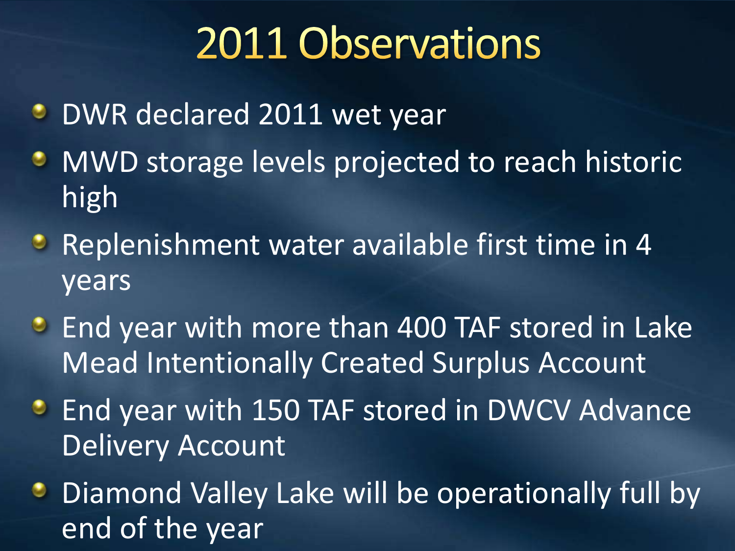# 2011 Observations

- DWR declared 2011 wet year
- MWD storage levels projected to reach historic high
- Replenishment water available first time in 4 years
- End year with more than 400 TAF stored in Lake Mead Intentionally Created Surplus Account
- End year with 150 TAF stored in DWCV Advance Delivery Account
- Diamond Valley Lake will be operationally full by end of the year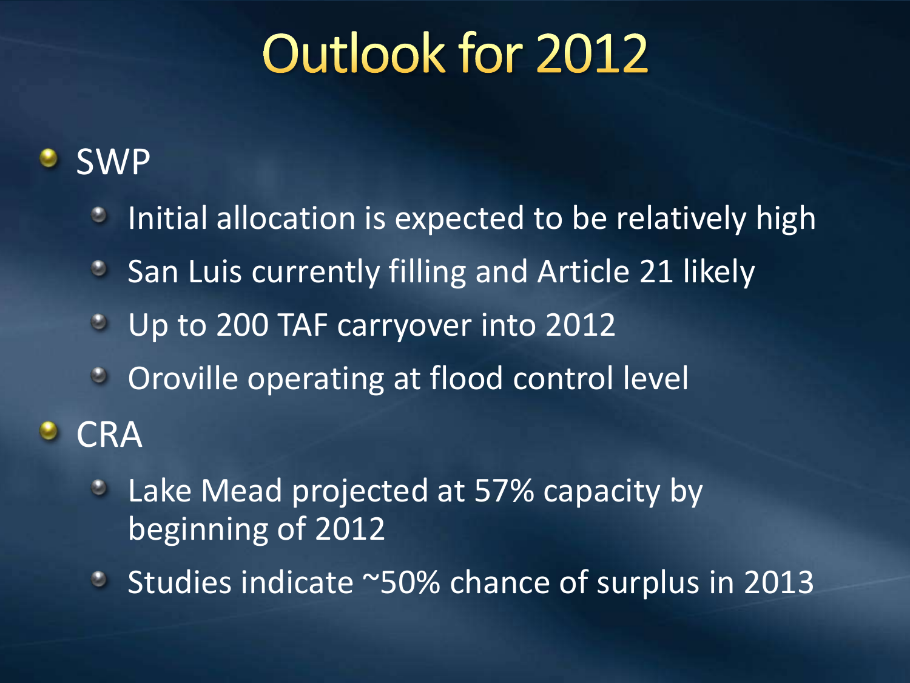# Outlook for 2012

- SWP
  - Initial allocation is expected to be relatively high
  - San Luis currently filling and Article 21 likely
  - Up to 200 TAF carryover into 2012
  - Oroville operating at flood control level
- CRA
  - Lake Mead projected at 57% capacity by beginning of 2012
  - Studies indicate ~50% chance of surplus in 2013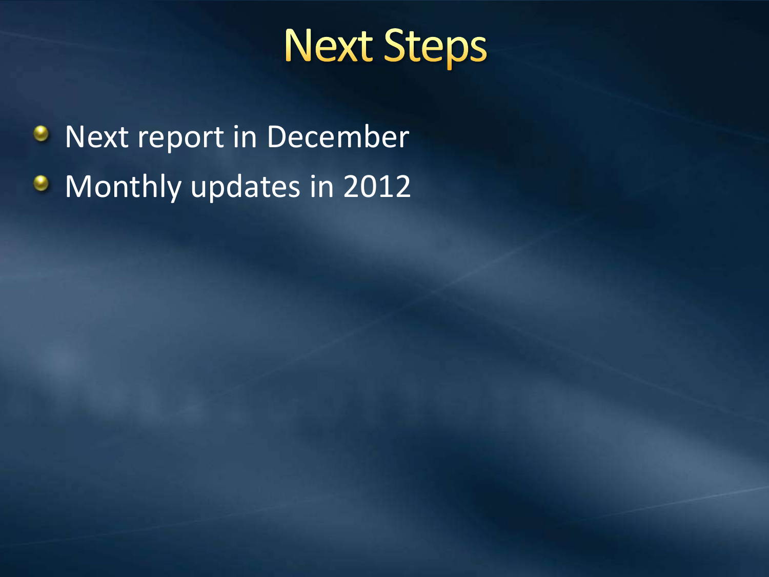# Next Steps

- Next report in December
- Monthly updates in 2012